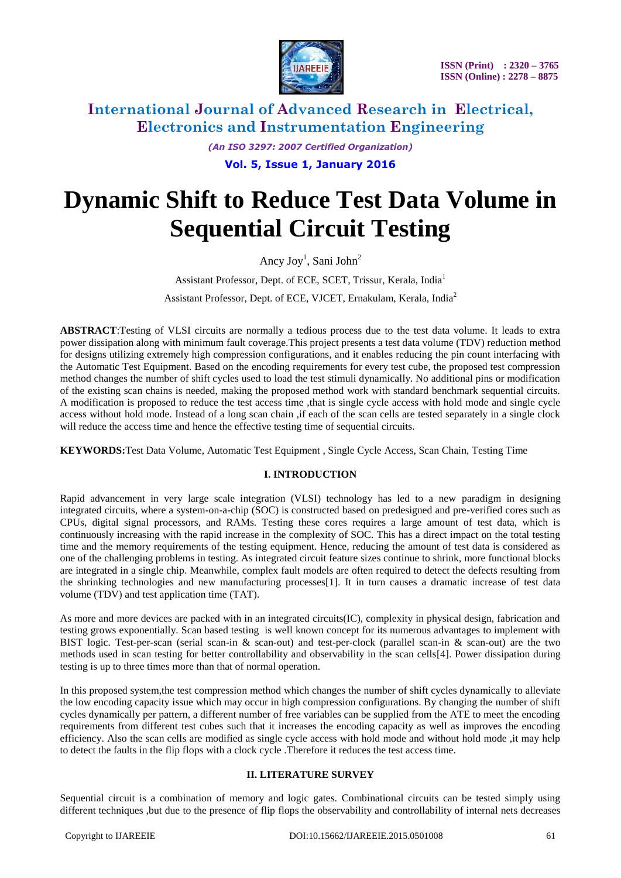# Dynamic Shift to Reduce Test Data Volume in Sequential Circuit Testing

Ancy Joy[1], Sani John[2]

Assistant Professor, Dept. of ECE, SCET, Trissur, Kerala, India[1]

Assistant Professor, Dept. of ECE, VJCET, Ernakulam, Kerala, India[2]

**ABSTRACT**:Testing of VLSI circuits are normally a tedious process due to the test data volume. It leads to extra power dissipation along with minimum fault coverage.This project presents a test data volume (TDV) reduction method for designs utilizing extremely high compression configurations, and it enables reducing the pin count interfacing with the Automatic Test Equipment. Based on the encoding requirements for every test cube, the proposed test compression method changes the number of shift cycles used to load the test stimuli dynamically. No additional pins or modification of the existing scan chains is needed, making the proposed method work with standard benchmark sequential circuits. A modification is proposed to reduce the test access time ,that is single cycle access with hold mode and single cycle access without hold mode. Instead of a long scan chain ,if each of the scan cells are tested separately in a single clock will reduce the access time and hence the effective testing time of sequential circuits.

**KEYWORDS:**Test Data Volume, Automatic Test Equipment , Single Cycle Access, Scan Chain, Testing Time

## I. INTRODUCTION

Rapid advancement in very large scale integration (VLSI) technology has led to a new paradigm in designing integrated circuits, where a system-on-a-chip (SOC) is constructed based on predesigned and pre-verified cores such as CPUs, digital signal processors, and RAMs. Testing these cores requires a large amount of test data, which is continuously increasing with the rapid increase in the complexity of SOC. This has a direct impact on the total testing time and the memory requirements of the testing equipment. Hence, reducing the amount of test data is considered as one of the challenging problems in testing. As integrated circuit feature sizes continue to shrink, more functional blocks are integrated in a single chip. Meanwhile, complex fault models are often required to detect the defects resulting from the shrinking technologies and new manufacturing processes[1]. It in turn causes a dramatic increase of test data volume (TDV) and test application time (TAT).

As more and more devices are packed with in an integrated circuits(IC), complexity in physical design, fabrication and testing grows exponentially. Scan based testing is well known concept for its numerous advantages to implement with BIST logic. Test-per-scan (serial scan-in & scan-out) and test-per-clock (parallel scan-in & scan-out) are the two methods used in scan testing for better controllability and observability in the scan cells[4]. Power dissipation during testing is up to three times more than that of normal operation.

In this proposed system,the test compression method which changes the number of shift cycles dynamically to alleviate the low encoding capacity issue which may occur in high compression configurations. By changing the number of shift cycles dynamically per pattern, a different number of free variables can be supplied from the ATE to meet the encoding requirements from different test cubes such that it increases the encoding capacity as well as improves the encoding efficiency. Also the scan cells are modified as single cycle access with hold mode and without hold mode ,it may help to detect the faults in the flip flops with a clock cycle .Therefore it reduces the test access time.

## II. LITERATURE SURVEY

Sequential circuit is a combination of memory and logic gates. Combinational circuits can be tested simply using different techniques ,but due to the presence of flip flops the observability and controllability of internal nets decreases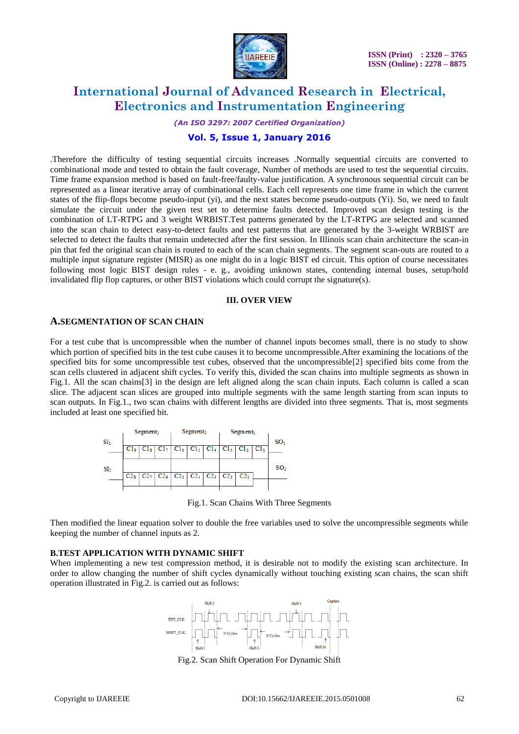.Therefore the difficulty of testing sequential circuits increases .Normally sequential circuits are converted to combinational mode and tested to obtain the fault coverage, Number of methods are used to test the sequential circuits. Time frame expansion method is based on fault-free/faulty-value justification. A synchronous sequential circuit can be represented as a linear iterative array of combinational cells. Each cell represents one time frame in which the current states of the flip-flops become pseudo-input (yi), and the next states become pseudo-outputs (Yi). So, we need to fault simulate the circuit under the given test set to determine faults detected. Improved scan design testing is the combination of LT-RTPG and 3 weight WRBIST.Test patterns generated by the LT-RTPG are selected and scanned into the scan chain to detect easy-to-detect faults and test patterns that are generated by the 3-weight WRBIST are selected to detect the faults that remain undetected after the first session. In Illinois scan chain architecture the scan-in pin that fed the original scan chain is routed to each of the scan chain segments. The segment scan-outs are routed to a multiple input signature register (MISR) as one might do in a logic BIST ed circuit. This option of course necessitates following most logic BIST design rules - e. g., avoiding unknown states, contending internal buses, setup/hold invalidated flip flop captures, or other BIST violations which could corrupt the signature(s).

## III. OVER VIEW

### A.SEGMENTATION OF SCAN CHAIN

For a test cube that is uncompressible when the number of channel inputs becomes small, there is no study to show which portion of specified bits in the test cube causes it to become uncompressible.After examining the locations of the specified bits for some uncompressible test cubes, observed that the uncompressible[2] specified bits come from the scan cells clustered in adjacent shift cycles. To verify this, divided the scan chains into multiple segments as shown in Fig.1. All the scan chains[3] in the design are left aligned along the scan chain inputs. Each column is called a scan slice. The adjacent scan slices are grouped into multiple segments with the same length starting from scan inputs to scan outputs. In Fig.1., two scan chains with different lengths are divided into three segments. That is, most segments included at least one specified bit.

| | Segment$_3$ | | | Segment$_2$ | | | Segment$_1$ | | | |
|---|---|---|---|---|---|---|---|---|---|---|
| $SI_1$ | $C1_9$ | $C1_8$ | $C1_7$ | $C1_6$ | $C1_5$ | $C1_4$ | $C1_3$ | $C1_2$ | $C1_1$ | $SO_1$ |
| $SI_2$ | $C2_8$ | $C2_7$ | $C2_6$ | $C2_5$ | $C2_4$ | $C2_3$ | $C2_2$ | $C2_1$ | | $SO_2$ |

Fig.1. Scan Chains With Three Segments

Then modified the linear equation solver to double the free variables used to solve the uncompressible segments while keeping the number of channel inputs as 2.

### B.TEST APPLICATION WITH DYNAMIC SHIFT

When implementing a new test compression method, it is desirable not to modify the existing scan architecture. In order to allow changing the number of shift cycles dynamically without touching existing scan chains, the scan shift operation illustrated in Fig.2. is carried out as follows:

Fig.2. Scan Shift Operation For Dynamic Shift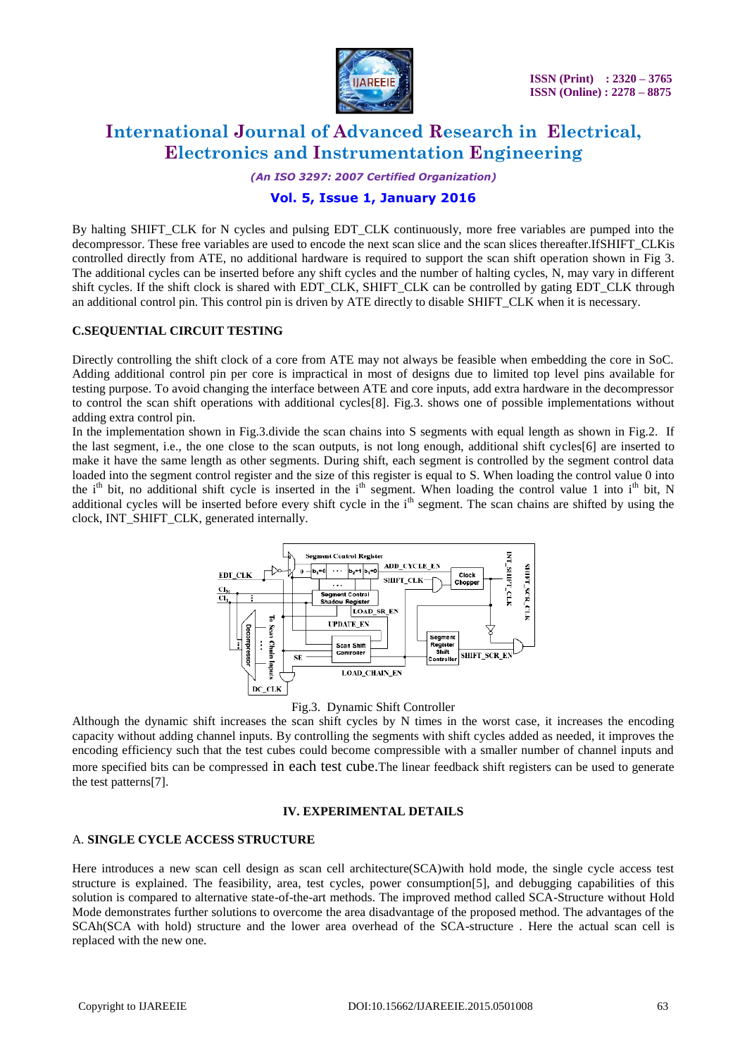By halting SHIFT_CLK for N cycles and pulsing EDT_CLK continuously, more free variables are pumped into the decompressor. These free variables are used to encode the next scan slice and the scan slices thereafter.IfSHIFT_CLKis controlled directly from ATE, no additional hardware is required to support the scan shift operation shown in Fig 3. The additional cycles can be inserted before any shift cycles and the number of halting cycles, N, may vary in different shift cycles. If the shift clock is shared with EDT_CLK, SHIFT_CLK can be controlled by gating EDT_CLK through an additional control pin. This control pin is driven by ATE directly to disable SHIFT_CLK when it is necessary.

### C.SEQUENTIAL CIRCUIT TESTING

Directly controlling the shift clock of a core from ATE may not always be feasible when embedding the core in SoC. Adding additional control pin per core is impractical in most of designs due to limited top level pins available for testing purpose. To avoid changing the interface between ATE and core inputs, add extra hardware in the decompressor to control the scan shift operations with additional cycles[8]. Fig.3. shows one of possible implementations without adding extra control pin.

In the implementation shown in Fig.3.divide the scan chains into S segments with equal length as shown in Fig.2. If the last segment, i.e., the one close to the scan outputs, is not long enough, additional shift cycles[6] are inserted to make it have the same length as other segments. During shift, each segment is controlled by the segment control data loaded into the segment control register and the size of this register is equal to S. When loading the control value 0 into the $i^{th}$ bit, no additional shift cycle is inserted in the $i^{th}$ segment. When loading the control value 1 into $i^{th}$ bit, N additional cycles will be inserted before every shift cycle in the $i^{th}$ segment. The scan chains are shifted by using the clock, INT_SHIFT_CLK, generated internally.

Fig.3. Dynamic Shift Controller

Although the dynamic shift increases the scan shift cycles by N times in the worst case, it increases the encoding capacity without adding channel inputs. By controlling the segments with shift cycles added as needed, it improves the encoding efficiency such that the test cubes could become compressible with a smaller number of channel inputs and more specified bits can be compressed in each test cube.The linear feedback shift registers can be used to generate the test patterns[7].

## IV. EXPERIMENTAL DETAILS

### A. SINGLE CYCLE ACCESS STRUCTURE

Here introduces a new scan cell design as scan cell architecture(SCA)with hold mode, the single cycle access test structure is explained. The feasibility, area, test cycles, power consumption[5], and debugging capabilities of this solution is compared to alternative state-of-the-art methods. The improved method called SCA-Structure without Hold Mode demonstrates further solutions to overcome the area disadvantage of the proposed method. The advantages of the SCAh(SCA with hold) structure and the lower area overhead of the SCA-structure . Here the actual scan cell is replaced with the new one.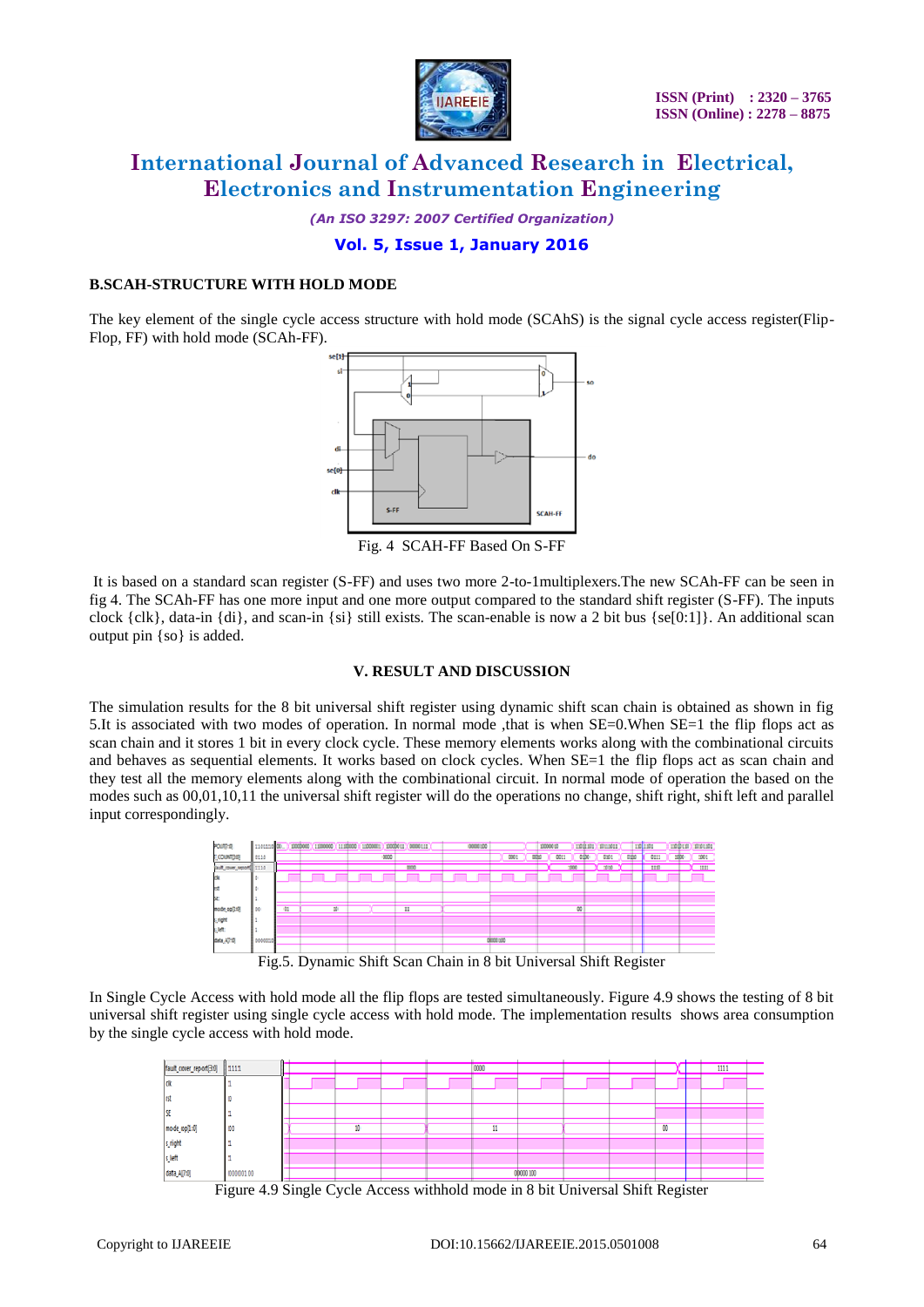### B.SCAH-STRUCTURE WITH HOLD MODE

The key element of the single cycle access structure with hold mode (SCAhS) is the signal cycle access register(Flip-Flop, FF) with hold mode (SCAh-FF).

Fig. 4 SCAH-FF Based On S-FF

It is based on a standard scan register (S-FF) and uses two more 2-to-1multiplexers.The new SCAh-FF can be seen in fig 4. The SCAh-FF has one more input and one more output compared to the standard shift register (S-FF). The inputs clock {clk}, data-in {di}, and scan-in {si} still exists. The scan-enable is now a 2 bit bus {se[0:1]}. An additional scan output pin {so} is added.

## V. RESULT AND DISCUSSION

The simulation results for the 8 bit universal shift register using dynamic shift scan chain is obtained as shown in fig 5.It is associated with two modes of operation. In normal mode ,that is when SE=0.When SE=1 the flip flops act as scan chain and it stores 1 bit in every clock cycle. These memory elements works along with the combinational circuits and behaves as sequential elements. It works based on clock cycles. When SE=1 the flip flops act as scan chain and they test all the memory elements along with the combinational circuit. In normal mode of operation the based on the modes such as 00,01,10,11 the universal shift register will do the operations no change, shift right, shift left and parallel input correspondingly.

Fig.5. Dynamic Shift Scan Chain in 8 bit Universal Shift Register

In Single Cycle Access with hold mode all the flip flops are tested simultaneously. Figure 4.9 shows the testing of 8 bit universal shift register using single cycle access with hold mode. The implementation results shows area consumption by the single cycle access with hold mode.

Figure 4.9 Single Cycle Access withhold mode in 8 bit Universal Shift Register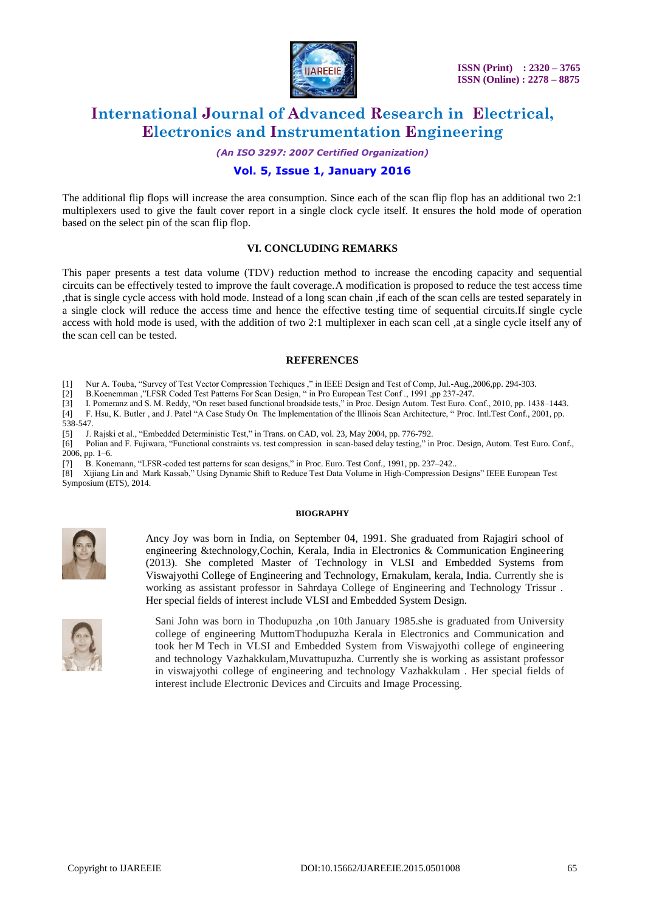The additional flip flops will increase the area consumption. Since each of the scan flip flop has an additional two 2:1 multiplexers used to give the fault cover report in a single clock cycle itself. It ensures the hold mode of operation based on the select pin of the scan flip flop.

## VI. CONCLUDING REMARKS

This paper presents a test data volume (TDV) reduction method to increase the encoding capacity and sequential circuits can be effectively tested to improve the fault coverage.A modification is proposed to reduce the test access time ,that is single cycle access with hold mode. Instead of a long scan chain ,if each of the scan cells are tested separately in a single clock will reduce the access time and hence the effective testing time of sequential circuits.If single cycle access with hold mode is used, with the addition of two 2:1 multiplexer in each scan cell ,at a single cycle itself any of the scan cell can be tested.

## REFERENCES

[1] Nur A. Touba, "Survey of Test Vector Compression Techiques ," in IEEE Design and Test of Comp, Jul.-Aug.,2006,pp. 294-303.

[2] B.Koenemman ,"LFSR Coded Test Patterns For Scan Design, " in Pro European Test Conf ., 1991 ,pp 237-247.

[3] I. Pomeranz and S. M. Reddy, "On reset based functional broadside tests," in Proc. Design Autom. Test Euro. Conf., 2010, pp. 1438–1443.

[4] F. Hsu, K. Butler , and J. Patel "A Case Study On The Implementation of the Illinois Scan Architecture, " Proc. Intl.Test Conf., 2001, pp. 538-547.

[5] J. Rajski et al., "Embedded Deterministic Test," in Trans. on CAD, vol. 23, May 2004, pp. 776-792.

[6] Polian and F. Fujiwara, "Functional constraints vs. test compression in scan-based delay testing," in Proc. Design, Autom. Test Euro. Conf., 2006, pp. 1–6.

[7] B. Konemann, "LFSR-coded test patterns for scan designs," in Proc. Euro. Test Conf., 1991, pp. 237–242..

[8] Xijiang Lin and Mark Kassab," Using Dynamic Shift to Reduce Test Data Volume in High-Compression Designs" IEEE European Test Symposium (ETS), 2014.

### BIOGRAPHY

Ancy Joy was born in India, on September 04, 1991. She graduated from Rajagiri school of engineering &technology,Cochin, Kerala, India in Electronics & Communication Engineering (2013). She completed Master of Technology in VLSI and Embedded Systems from Viswajyothi College of Engineering and Technology, Ernakulam, kerala, India. Currently she is working as assistant professor in Sahrdaya College of Engineering and Technology Trissur . Her special fields of interest include VLSI and Embedded System Design.

Sani John was born in Thodupuzha ,on 10th January 1985.she is graduated from University college of engineering MuttomThodupuzha Kerala in Electronics and Communication and took her M Tech in VLSI and Embedded System from Viswajyothi college of engineering and technology Vazhakkulam,Muvattupuzha. Currently she is working as assistant professor in viswajyothi college of engineering and technology Vazhakkulam . Her special fields of interest include Electronic Devices and Circuits and Image Processing.